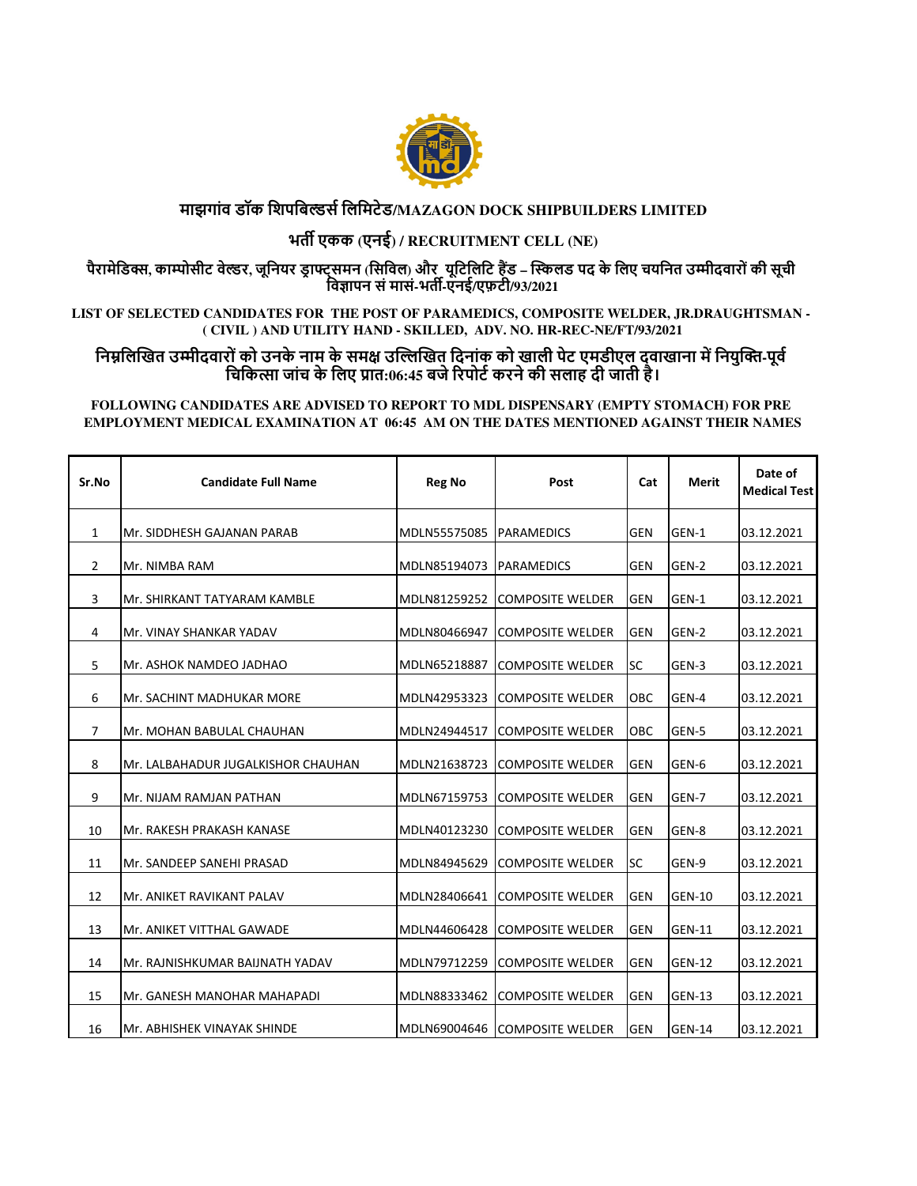# माझगांव डॉक शिपबिल्डर्स लिमिटेड/MAZAGON DOCK SHIPBUILDERS LIMITED

## भर्ती एकक (एनई) / RECRUITMENT CELL (NE)

### पैरामेडिक्स, काम्पोसीट वेल्डर, जूनियर ड्राफ्ट्समन (सिविल) और यूटिलिटि हैंड – स्किलड पद के लिए चयनित उम्मीदवारों की सूची विज्ञापन सं मासं-भर्ती-एनई/एफ़टी/93/2021

**LIST OF SELECTED CANDIDATES FOR THE POST OF PARAMEDICS, COMPOSITE WELDER, JR.DRAUGHTSMAN - ( CIVIL ) AND UTILITY HAND - SKILLED, ADV. NO. HR-REC-NE/FT/93/2021**

**निम्नलिखित उम्मीदवारों को उनके नाम के समक्ष उल्लिखित दिनांक को खाली पेट एमडीएल दवाखाना में नियुक्ति-पूर्व चिकित्सा जांच के लिए प्रात:06:45 बजे रिपोर्ट करने की सलाह दी जाती है।**

**FOLLOWING CANDIDATES ARE ADVISED TO REPORT TO MDL DISPENSARY (EMPTY STOMACH) FOR PRE EMPLOYMENT MEDICAL EXAMINATION AT 06:45 AM ON THE DATES MENTIONED AGAINST THEIR NAMES**

| Sr.No | Candidate Full Name | Reg No | Post | Cat | Merit | Date of Medical Test |
|---|---|---|---|---|---|---|
| 1 | Mr. SIDDHESH GAJANAN PARAB | MDLN55575085 | PARAMEDICS | GEN | GEN-1 | 03.12.2021 |
| 2 | Mr. NIMBA RAM | MDLN85194073 | PARAMEDICS | GEN | GEN-2 | 03.12.2021 |
| 3 | Mr. SHIRKANT TATYARAM KAMBLE | MDLN81259252 | COMPOSITE WELDER | GEN | GEN-1 | 03.12.2021 |
| 4 | Mr. VINAY SHANKAR YADAV | MDLN80466947 | COMPOSITE WELDER | GEN | GEN-2 | 03.12.2021 |
| 5 | Mr. ASHOK NAMDEO JADHAO | MDLN65218887 | COMPOSITE WELDER | SC | GEN-3 | 03.12.2021 |
| 6 | Mr. SACHINT MADHUKAR MORE | MDLN42953323 | COMPOSITE WELDER | OBC | GEN-4 | 03.12.2021 |
| 7 | Mr. MOHAN BABULAL CHAUHAN | MDLN24944517 | COMPOSITE WELDER | OBC | GEN-5 | 03.12.2021 |
| 8 | Mr. LALBAHADUR JUGALKISHOR CHAUHAN | MDLN21638723 | COMPOSITE WELDER | GEN | GEN-6 | 03.12.2021 |
| 9 | Mr. NIJAM RAMJAN PATHAN | MDLN67159753 | COMPOSITE WELDER | GEN | GEN-7 | 03.12.2021 |
| 10 | Mr. RAKESH PRAKASH KANASE | MDLN40123230 | COMPOSITE WELDER | GEN | GEN-8 | 03.12.2021 |
| 11 | Mr. SANDEEP SANEHI PRASAD | MDLN84945629 | COMPOSITE WELDER | SC | GEN-9 | 03.12.2021 |
| 12 | Mr. ANIKET RAVIKANT PALAV | MDLN28406641 | COMPOSITE WELDER | GEN | GEN-10 | 03.12.2021 |
| 13 | Mr. ANIKET VITTHAL GAWADE | MDLN44606428 | COMPOSITE WELDER | GEN | GEN-11 | 03.12.2021 |
| 14 | Mr. RAJNISHKUMAR BAIJNATH YADAV | MDLN79712259 | COMPOSITE WELDER | GEN | GEN-12 | 03.12.2021 |
| 15 | Mr. GANESH MANOHAR MAHAPADI | MDLN88333462 | COMPOSITE WELDER | GEN | GEN-13 | 03.12.2021 |
| 16 | Mr. ABHISHEK VINAYAK SHINDE | MDLN69004646 | COMPOSITE WELDER | GEN | GEN-14 | 03.12.2021 |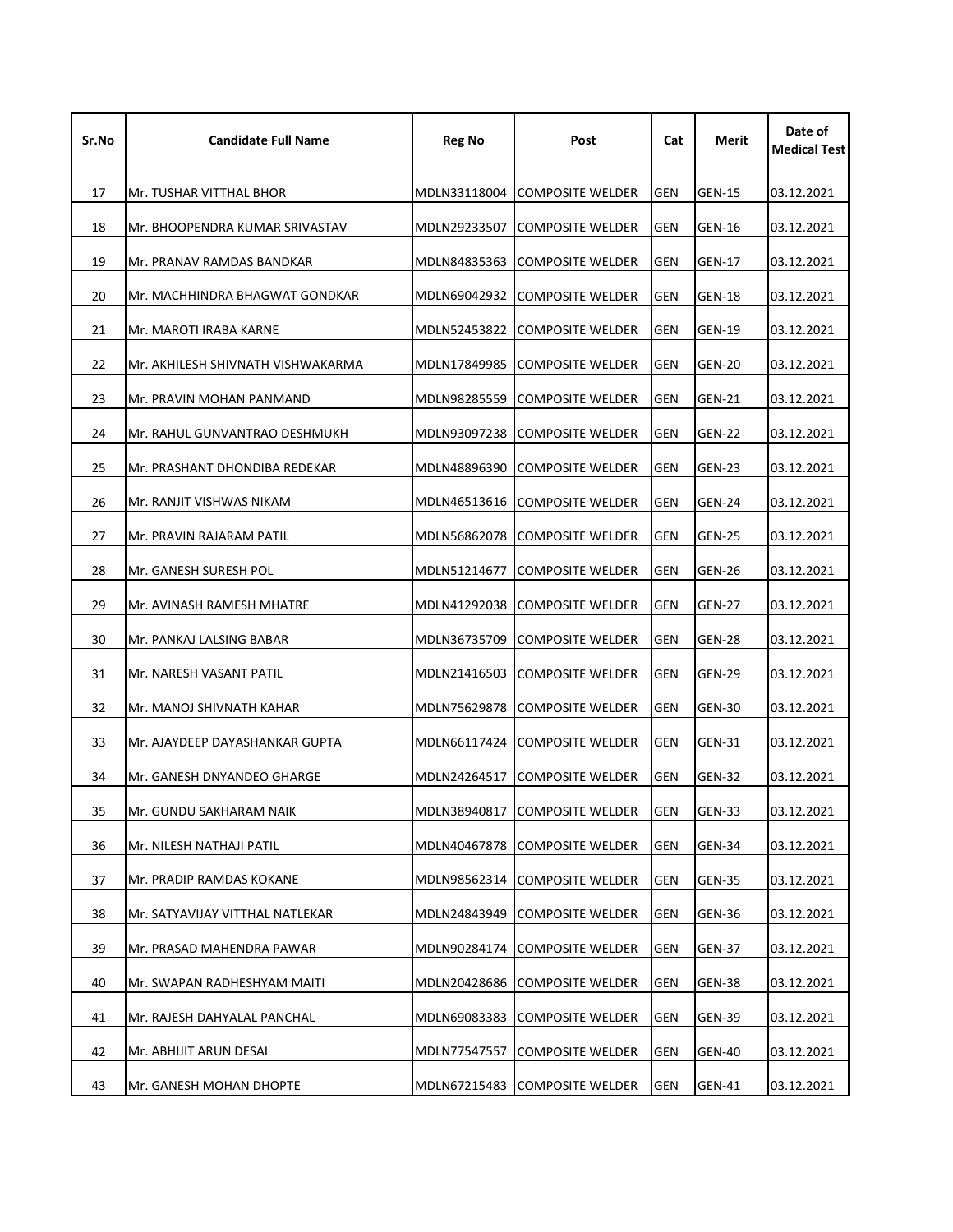| Sr.No | Candidate Full Name | Reg No | Post | Cat | Merit | Date of Medical Test |
|---|---|---|---|---|---|---|
| 17 | Mr. TUSHAR VITTHAL BHOR | MDLN33118004 | COMPOSITE WELDER | GEN | GEN-15 | 03.12.2021 |
| 18 | Mr. BHOOPENDRA KUMAR SRIVASTAV | MDLN29233507 | COMPOSITE WELDER | GEN | GEN-16 | 03.12.2021 |
| 19 | Mr. PRANAV RAMDAS BANDKAR | MDLN84835363 | COMPOSITE WELDER | GEN | GEN-17 | 03.12.2021 |
| 20 | Mr. MACHHINDRA BHAGWAT GONDKAR | MDLN69042932 | COMPOSITE WELDER | GEN | GEN-18 | 03.12.2021 |
| 21 | Mr. MAROTI IRABA KARNE | MDLN52453822 | COMPOSITE WELDER | GEN | GEN-19 | 03.12.2021 |
| 22 | Mr. AKHILESH SHIVNATH VISHWAKARMA | MDLN17849985 | COMPOSITE WELDER | GEN | GEN-20 | 03.12.2021 |
| 23 | Mr. PRAVIN MOHAN PANMAND | MDLN98285559 | COMPOSITE WELDER | GEN | GEN-21 | 03.12.2021 |
| 24 | Mr. RAHUL GUNVANTRAO DESHMUKH | MDLN93097238 | COMPOSITE WELDER | GEN | GEN-22 | 03.12.2021 |
| 25 | Mr. PRASHANT DHONDIBA REDEKAR | MDLN48896390 | COMPOSITE WELDER | GEN | GEN-23 | 03.12.2021 |
| 26 | Mr. RANJIT VISHWAS NIKAM | MDLN46513616 | COMPOSITE WELDER | GEN | GEN-24 | 03.12.2021 |
| 27 | Mr. PRAVIN RAJARAM PATIL | MDLN56862078 | COMPOSITE WELDER | GEN | GEN-25 | 03.12.2021 |
| 28 | Mr. GANESH SURESH POL | MDLN51214677 | COMPOSITE WELDER | GEN | GEN-26 | 03.12.2021 |
| 29 | Mr. AVINASH RAMESH MHATRE | MDLN41292038 | COMPOSITE WELDER | GEN | GEN-27 | 03.12.2021 |
| 30 | Mr. PANKAJ LALSING BABAR | MDLN36735709 | COMPOSITE WELDER | GEN | GEN-28 | 03.12.2021 |
| 31 | Mr. NARESH VASANT PATIL | MDLN21416503 | COMPOSITE WELDER | GEN | GEN-29 | 03.12.2021 |
| 32 | Mr. MANOJ SHIVNATH KAHAR | MDLN75629878 | COMPOSITE WELDER | GEN | GEN-30 | 03.12.2021 |
| 33 | Mr. AJAYDEEP DAYASHANKAR GUPTA | MDLN66117424 | COMPOSITE WELDER | GEN | GEN-31 | 03.12.2021 |
| 34 | Mr. GANESH DNYANDEO GHARGE | MDLN24264517 | COMPOSITE WELDER | GEN | GEN-32 | 03.12.2021 |
| 35 | Mr. GUNDU SAKHARAM NAIK | MDLN38940817 | COMPOSITE WELDER | GEN | GEN-33 | 03.12.2021 |
| 36 | Mr. NILESH NATHAJI PATIL | MDLN40467878 | COMPOSITE WELDER | GEN | GEN-34 | 03.12.2021 |
| 37 | Mr. PRADIP RAMDAS KOKANE | MDLN98562314 | COMPOSITE WELDER | GEN | GEN-35 | 03.12.2021 |
| 38 | Mr. SATYAVIJAY VITTHAL NATLEKAR | MDLN24843949 | COMPOSITE WELDER | GEN | GEN-36 | 03.12.2021 |
| 39 | Mr. PRASAD MAHENDRA PAWAR | MDLN90284174 | COMPOSITE WELDER | GEN | GEN-37 | 03.12.2021 |
| 40 | Mr. SWAPAN RADHESHYAM MAITI | MDLN20428686 | COMPOSITE WELDER | GEN | GEN-38 | 03.12.2021 |
| 41 | Mr. RAJESH DAHYALAL PANCHAL | MDLN69083383 | COMPOSITE WELDER | GEN | GEN-39 | 03.12.2021 |
| 42 | Mr. ABHIJIT ARUN DESAI | MDLN77547557 | COMPOSITE WELDER | GEN | GEN-40 | 03.12.2021 |
| 43 | Mr. GANESH MOHAN DHOPTE | MDLN67215483 | COMPOSITE WELDER | GEN | GEN-41 | 03.12.2021 |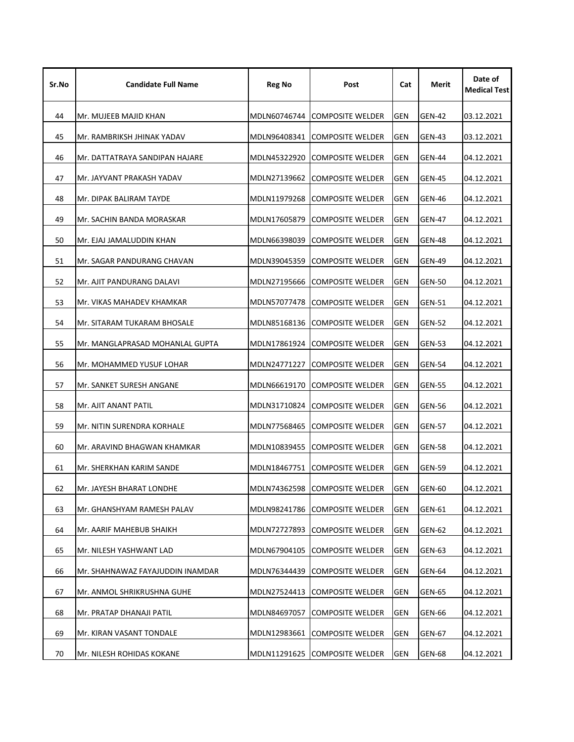| Sr.No | Candidate Full Name | Reg No | Post | Cat | Merit | Date of Medical Test |
|---|---|---|---|---|---|---|
| 44 | Mr. MUJEEB MAJID KHAN | MDLN60746744 | COMPOSITE WELDER | GEN | GEN-42 | 03.12.2021 |
| 45 | Mr. RAMBRIKSH JHINAK YADAV | MDLN96408341 | COMPOSITE WELDER | GEN | GEN-43 | 03.12.2021 |
| 46 | Mr. DATTATRAYA SANDIPAN HAJARE | MDLN45322920 | COMPOSITE WELDER | GEN | GEN-44 | 04.12.2021 |
| 47 | Mr. JAYVANT PRAKASH YADAV | MDLN27139662 | COMPOSITE WELDER | GEN | GEN-45 | 04.12.2021 |
| 48 | Mr. DIPAK BALIRAM TAYDE | MDLN11979268 | COMPOSITE WELDER | GEN | GEN-46 | 04.12.2021 |
| 49 | Mr. SACHIN BANDA MORASKAR | MDLN17605879 | COMPOSITE WELDER | GEN | GEN-47 | 04.12.2021 |
| 50 | Mr. EJAJ JAMALUDDIN KHAN | MDLN66398039 | COMPOSITE WELDER | GEN | GEN-48 | 04.12.2021 |
| 51 | Mr. SAGAR PANDURANG CHAVAN | MDLN39045359 | COMPOSITE WELDER | GEN | GEN-49 | 04.12.2021 |
| 52 | Mr. AJIT PANDURANG DALAVI | MDLN27195666 | COMPOSITE WELDER | GEN | GEN-50 | 04.12.2021 |
| 53 | Mr. VIKAS MAHADEV KHAMKAR | MDLN57077478 | COMPOSITE WELDER | GEN | GEN-51 | 04.12.2021 |
| 54 | Mr. SITARAM TUKARAM BHOSALE | MDLN85168136 | COMPOSITE WELDER | GEN | GEN-52 | 04.12.2021 |
| 55 | Mr. MANGLAPRASAD MOHANLAL GUPTA | MDLN17861924 | COMPOSITE WELDER | GEN | GEN-53 | 04.12.2021 |
| 56 | Mr. MOHAMMED YUSUF LOHAR | MDLN24771227 | COMPOSITE WELDER | GEN | GEN-54 | 04.12.2021 |
| 57 | Mr. SANKET SURESH ANGANE | MDLN66619170 | COMPOSITE WELDER | GEN | GEN-55 | 04.12.2021 |
| 58 | Mr. AJIT ANANT PATIL | MDLN31710824 | COMPOSITE WELDER | GEN | GEN-56 | 04.12.2021 |
| 59 | Mr. NITIN SURENDRA KORHALE | MDLN77568465 | COMPOSITE WELDER | GEN | GEN-57 | 04.12.2021 |
| 60 | Mr. ARAVIND BHAGWAN KHAMKAR | MDLN10839455 | COMPOSITE WELDER | GEN | GEN-58 | 04.12.2021 |
| 61 | Mr. SHERKHAN KARIM SANDE | MDLN18467751 | COMPOSITE WELDER | GEN | GEN-59 | 04.12.2021 |
| 62 | Mr. JAYESH BHARAT LONDHE | MDLN74362598 | COMPOSITE WELDER | GEN | GEN-60 | 04.12.2021 |
| 63 | Mr. GHANSHYAM RAMESH PALAV | MDLN98241786 | COMPOSITE WELDER | GEN | GEN-61 | 04.12.2021 |
| 64 | Mr. AARIF MAHEBUB SHAIKH | MDLN72727893 | COMPOSITE WELDER | GEN | GEN-62 | 04.12.2021 |
| 65 | Mr. NILESH YASHWANT LAD | MDLN67904105 | COMPOSITE WELDER | GEN | GEN-63 | 04.12.2021 |
| 66 | Mr. SHAHNAWAZ FAYAJUDDIN INAMDAR | MDLN76344439 | COMPOSITE WELDER | GEN | GEN-64 | 04.12.2021 |
| 67 | Mr. ANMOL SHRIKRUSHNA GUHE | MDLN27524413 | COMPOSITE WELDER | GEN | GEN-65 | 04.12.2021 |
| 68 | Mr. PRATAP DHANAJI PATIL | MDLN84697057 | COMPOSITE WELDER | GEN | GEN-66 | 04.12.2021 |
| 69 | Mr. KIRAN VASANT TONDALE | MDLN12983661 | COMPOSITE WELDER | GEN | GEN-67 | 04.12.2021 |
| 70 | Mr. NILESH ROHIDAS KOKANE | MDLN11291625 | COMPOSITE WELDER | GEN | GEN-68 | 04.12.2021 |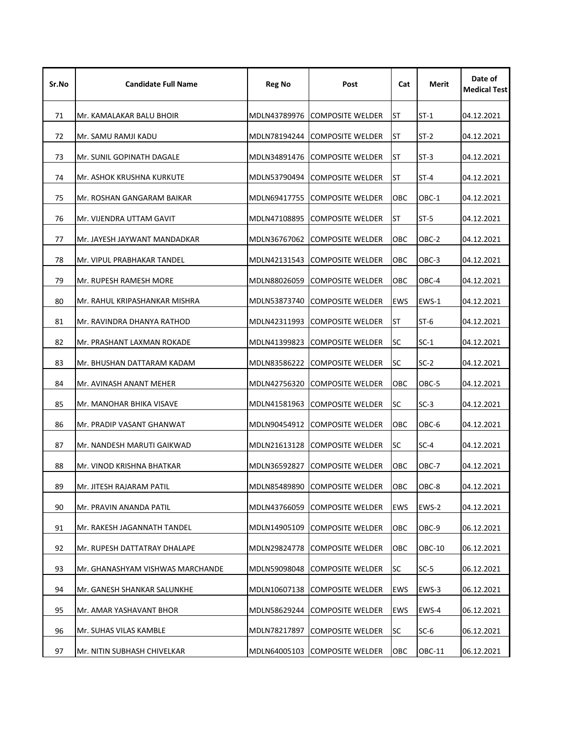| Sr.No | Candidate Full Name | Reg No | Post | Cat | Merit | Date of Medical Test |
|---|---|---|---|---|---|---|
| 71 | Mr. KAMALAKAR BALU BHOIR | MDLN43789976 | COMPOSITE WELDER | ST | ST-1 | 04.12.2021 |
| 72 | Mr. SAMU RAMJI KADU | MDLN78194244 | COMPOSITE WELDER | ST | ST-2 | 04.12.2021 |
| 73 | Mr. SUNIL GOPINATH DAGALE | MDLN34891476 | COMPOSITE WELDER | ST | ST-3 | 04.12.2021 |
| 74 | Mr. ASHOK KRUSHNA KURKUTE | MDLN53790494 | COMPOSITE WELDER | ST | ST-4 | 04.12.2021 |
| 75 | Mr. ROSHAN GANGARAM BAIKAR | MDLN69417755 | COMPOSITE WELDER | OBC | OBC-1 | 04.12.2021 |
| 76 | Mr. VIJENDRA UTTAM GAVIT | MDLN47108895 | COMPOSITE WELDER | ST | ST-5 | 04.12.2021 |
| 77 | Mr. JAYESH JAYWANT MANDADKAR | MDLN36767062 | COMPOSITE WELDER | OBC | OBC-2 | 04.12.2021 |
| 78 | Mr. VIPUL PRABHAKAR TANDEL | MDLN42131543 | COMPOSITE WELDER | OBC | OBC-3 | 04.12.2021 |
| 79 | Mr. RUPESH RAMESH MORE | MDLN88026059 | COMPOSITE WELDER | OBC | OBC-4 | 04.12.2021 |
| 80 | Mr. RAHUL KRIPASHANKAR MISHRA | MDLN53873740 | COMPOSITE WELDER | EWS | EWS-1 | 04.12.2021 |
| 81 | Mr. RAVINDRA DHANYA RATHOD | MDLN42311993 | COMPOSITE WELDER | ST | ST-6 | 04.12.2021 |
| 82 | Mr. PRASHANT LAXMAN ROKADE | MDLN41399823 | COMPOSITE WELDER | SC | SC-1 | 04.12.2021 |
| 83 | Mr. BHUSHAN DATTARAM KADAM | MDLN83586222 | COMPOSITE WELDER | SC | SC-2 | 04.12.2021 |
| 84 | Mr. AVINASH ANANT MEHER | MDLN42756320 | COMPOSITE WELDER | OBC | OBC-5 | 04.12.2021 |
| 85 | Mr. MANOHAR BHIKA VISAVE | MDLN41581963 | COMPOSITE WELDER | SC | SC-3 | 04.12.2021 |
| 86 | Mr. PRADIP VASANT GHANWAT | MDLN90454912 | COMPOSITE WELDER | OBC | OBC-6 | 04.12.2021 |
| 87 | Mr. NANDESH MARUTI GAIKWAD | MDLN21613128 | COMPOSITE WELDER | SC | SC-4 | 04.12.2021 |
| 88 | Mr. VINOD KRISHNA BHATKAR | MDLN36592827 | COMPOSITE WELDER | OBC | OBC-7 | 04.12.2021 |
| 89 | Mr. JITESH RAJARAM PATIL | MDLN85489890 | COMPOSITE WELDER | OBC | OBC-8 | 04.12.2021 |
| 90 | Mr. PRAVIN ANANDA PATIL | MDLN43766059 | COMPOSITE WELDER | EWS | EWS-2 | 04.12.2021 |
| 91 | Mr. RAKESH JAGANNATH TANDEL | MDLN14905109 | COMPOSITE WELDER | OBC | OBC-9 | 06.12.2021 |
| 92 | Mr. RUPESH DATTATRAY DHALAPE | MDLN29824778 | COMPOSITE WELDER | OBC | OBC-10 | 06.12.2021 |
| 93 | Mr. GHANASHYAM VISHWAS MARCHANDE | MDLN59098048 | COMPOSITE WELDER | SC | SC-5 | 06.12.2021 |
| 94 | Mr. GANESH SHANKAR SALUNKHE | MDLN10607138 | COMPOSITE WELDER | EWS | EWS-3 | 06.12.2021 |
| 95 | Mr. AMAR YASHAVANT BHOR | MDLN58629244 | COMPOSITE WELDER | EWS | EWS-4 | 06.12.2021 |
| 96 | Mr. SUHAS VILAS KAMBLE | MDLN78217897 | COMPOSITE WELDER | SC | SC-6 | 06.12.2021 |
| 97 | Mr. NITIN SUBHASH CHIVELKAR | MDLN64005103 | COMPOSITE WELDER | OBC | OBC-11 | 06.12.2021 |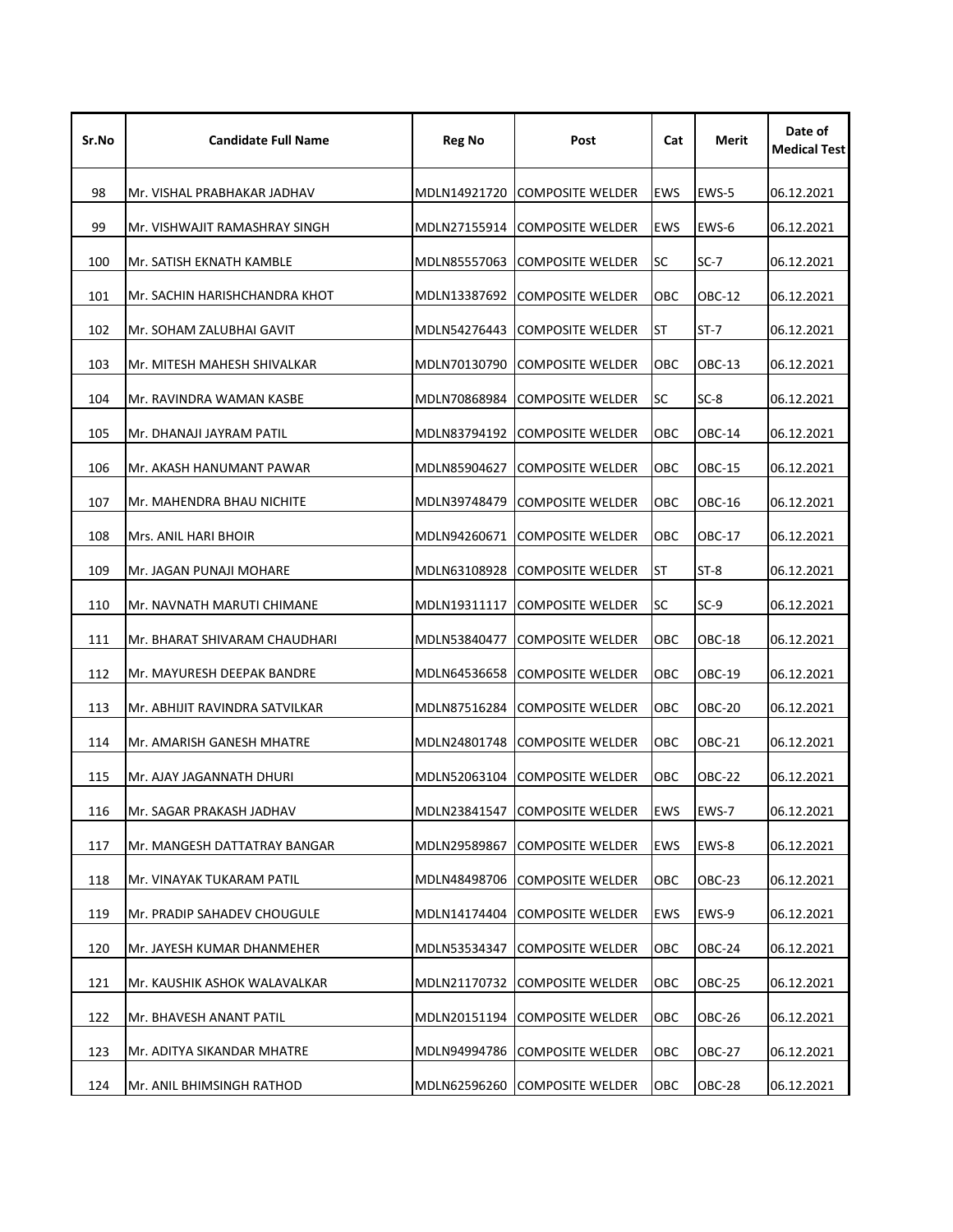| Sr.No | Candidate Full Name | Reg No | Post | Cat | Merit | Date of Medical Test |
|---|---|---|---|---|---|---|
| 98 | Mr. VISHAL PRABHAKAR JADHAV | MDLN14921720 | COMPOSITE WELDER | EWS | EWS-5 | 06.12.2021 |
| 99 | Mr. VISHWAJIT RAMASHRAY SINGH | MDLN27155914 | COMPOSITE WELDER | EWS | EWS-6 | 06.12.2021 |
| 100 | Mr. SATISH EKNATH KAMBLE | MDLN85557063 | COMPOSITE WELDER | SC | SC-7 | 06.12.2021 |
| 101 | Mr. SACHIN HARISHCHANDRA KHOT | MDLN13387692 | COMPOSITE WELDER | OBC | OBC-12 | 06.12.2021 |
| 102 | Mr. SOHAM ZALUBHAI GAVIT | MDLN54276443 | COMPOSITE WELDER | ST | ST-7 | 06.12.2021 |
| 103 | Mr. MITESH MAHESH SHIVALKAR | MDLN70130790 | COMPOSITE WELDER | OBC | OBC-13 | 06.12.2021 |
| 104 | Mr. RAVINDRA WAMAN KASBE | MDLN70868984 | COMPOSITE WELDER | SC | SC-8 | 06.12.2021 |
| 105 | Mr. DHANAJI JAYRAM PATIL | MDLN83794192 | COMPOSITE WELDER | OBC | OBC-14 | 06.12.2021 |
| 106 | Mr. AKASH HANUMANT PAWAR | MDLN85904627 | COMPOSITE WELDER | OBC | OBC-15 | 06.12.2021 |
| 107 | Mr. MAHENDRA BHAU NICHITE | MDLN39748479 | COMPOSITE WELDER | OBC | OBC-16 | 06.12.2021 |
| 108 | Mrs. ANIL HARI BHOIR | MDLN94260671 | COMPOSITE WELDER | OBC | OBC-17 | 06.12.2021 |
| 109 | Mr. JAGAN PUNAJI MOHARE | MDLN63108928 | COMPOSITE WELDER | ST | ST-8 | 06.12.2021 |
| 110 | Mr. NAVNATH MARUTI CHIMANE | MDLN19311117 | COMPOSITE WELDER | SC | SC-9 | 06.12.2021 |
| 111 | Mr. BHARAT SHIVARAM CHAUDHARI | MDLN53840477 | COMPOSITE WELDER | OBC | OBC-18 | 06.12.2021 |
| 112 | Mr. MAYURESH DEEPAK BANDRE | MDLN64536658 | COMPOSITE WELDER | OBC | OBC-19 | 06.12.2021 |
| 113 | Mr. ABHIJIT RAVINDRA SATVILKAR | MDLN87516284 | COMPOSITE WELDER | OBC | OBC-20 | 06.12.2021 |
| 114 | Mr. AMARISH GANESH MHATRE | MDLN24801748 | COMPOSITE WELDER | OBC | OBC-21 | 06.12.2021 |
| 115 | Mr. AJAY JAGANNATH DHURI | MDLN52063104 | COMPOSITE WELDER | OBC | OBC-22 | 06.12.2021 |
| 116 | Mr. SAGAR PRAKASH JADHAV | MDLN23841547 | COMPOSITE WELDER | EWS | EWS-7 | 06.12.2021 |
| 117 | Mr. MANGESH DATTATRAY BANGAR | MDLN29589867 | COMPOSITE WELDER | EWS | EWS-8 | 06.12.2021 |
| 118 | Mr. VINAYAK TUKARAM PATIL | MDLN48498706 | COMPOSITE WELDER | OBC | OBC-23 | 06.12.2021 |
| 119 | Mr. PRADIP SAHADEV CHOUGULE | MDLN14174404 | COMPOSITE WELDER | EWS | EWS-9 | 06.12.2021 |
| 120 | Mr. JAYESH KUMAR DHANMEHER | MDLN53534347 | COMPOSITE WELDER | OBC | OBC-24 | 06.12.2021 |
| 121 | Mr. KAUSHIK ASHOK WALAVALKAR | MDLN21170732 | COMPOSITE WELDER | OBC | OBC-25 | 06.12.2021 |
| 122 | Mr. BHAVESH ANANT PATIL | MDLN20151194 | COMPOSITE WELDER | OBC | OBC-26 | 06.12.2021 |
| 123 | Mr. ADITYA SIKANDAR MHATRE | MDLN94994786 | COMPOSITE WELDER | OBC | OBC-27 | 06.12.2021 |
| 124 | Mr. ANIL BHIMSINGH RATHOD | MDLN62596260 | COMPOSITE WELDER | OBC | OBC-28 | 06.12.2021 |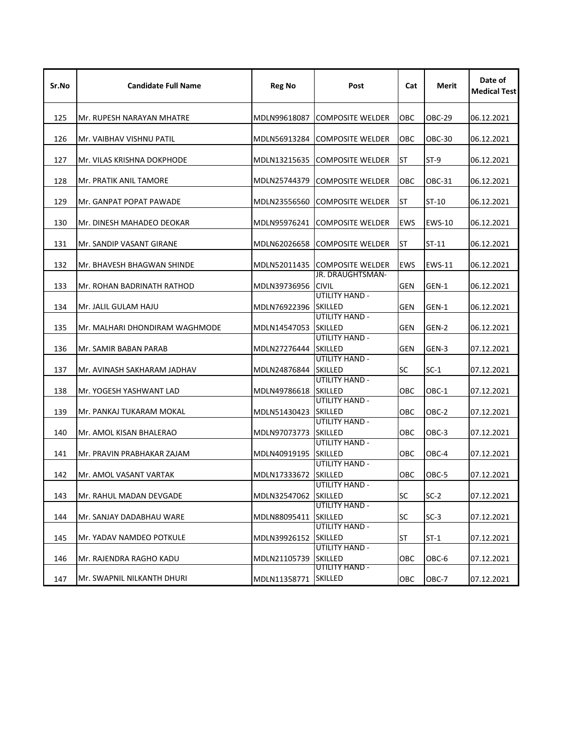| Sr.No | Candidate Full Name | Reg No | Post | Cat | Merit | Date of Medical Test |
|---|---|---|---|---|---|---|
| 125 | Mr. RUPESH NARAYAN MHATRE | MDLN99618087 | COMPOSITE WELDER | OBC | OBC-29 | 06.12.2021 |
| 126 | Mr. VAIBHAV VISHNU PATIL | MDLN56913284 | COMPOSITE WELDER | OBC | OBC-30 | 06.12.2021 |
| 127 | Mr. VILAS KRISHNA DOKPHODE | MDLN13215635 | COMPOSITE WELDER | ST | ST-9 | 06.12.2021 |
| 128 | Mr. PRATIK ANIL TAMORE | MDLN25744379 | COMPOSITE WELDER | OBC | OBC-31 | 06.12.2021 |
| 129 | Mr. GANPAT POPAT PAWADE | MDLN23556560 | COMPOSITE WELDER | ST | ST-10 | 06.12.2021 |
| 130 | Mr. DINESH MAHADEO DEOKAR | MDLN95976241 | COMPOSITE WELDER | EWS | EWS-10 | 06.12.2021 |
| 131 | Mr. SANDIP VASANT GIRANE | MDLN62026658 | COMPOSITE WELDER | ST | ST-11 | 06.12.2021 |
| 132 | Mr. BHAVESH BHAGWAN SHINDE | MDLN52011435 | COMPOSITE WELDER | EWS | EWS-11 | 06.12.2021 |
| 133 | Mr. ROHAN BADRINATH RATHOD | MDLN39736956 | JR. DRAUGHTSMAN-CIVIL | GEN | GEN-1 | 06.12.2021 |
| 134 | Mr. JALIL GULAM HAJU | MDLN76922396 | UTILITY HAND - SKILLED | GEN | GEN-1 | 06.12.2021 |
| 135 | Mr. MALHARI DHONDIRAM WAGHMODE | MDLN14547053 | UTILITY HAND - SKILLED | GEN | GEN-2 | 06.12.2021 |
| 136 | Mr. SAMIR BABAN PARAB | MDLN27276444 | UTILITY HAND - SKILLED | GEN | GEN-3 | 07.12.2021 |
| 137 | Mr. AVINASH SAKHARAM JADHAV | MDLN24876844 | UTILITY HAND - SKILLED | SC | SC-1 | 07.12.2021 |
| 138 | Mr. YOGESH YASHWANT LAD | MDLN49786618 | UTILITY HAND - SKILLED | OBC | OBC-1 | 07.12.2021 |
| 139 | Mr. PANKAJ TUKARAM MOKAL | MDLN51430423 | UTILITY HAND - SKILLED | OBC | OBC-2 | 07.12.2021 |
| 140 | Mr. AMOL KISAN BHALERAO | MDLN97073773 | UTILITY HAND - SKILLED | OBC | OBC-3 | 07.12.2021 |
| 141 | Mr. PRAVIN PRABHAKAR ZAJAM | MDLN40919195 | UTILITY HAND - SKILLED | OBC | OBC-4 | 07.12.2021 |
| 142 | Mr. AMOL VASANT VARTAK | MDLN17333672 | UTILITY HAND - SKILLED | OBC | OBC-5 | 07.12.2021 |
| 143 | Mr. RAHUL MADAN DEVGADE | MDLN32547062 | UTILITY HAND - SKILLED | SC | SC-2 | 07.12.2021 |
| 144 | Mr. SANJAY DADABHAU WARE | MDLN88095411 | UTILITY HAND - SKILLED | SC | SC-3 | 07.12.2021 |
| 145 | Mr. YADAV NAMDEO POTKULE | MDLN39926152 | UTILITY HAND - SKILLED | ST | ST-1 | 07.12.2021 |
| 146 | Mr. RAJENDRA RAGHO KADU | MDLN21105739 | UTILITY HAND - SKILLED | OBC | OBC-6 | 07.12.2021 |
| 147 | Mr. SWAPNIL NILKANTH DHURI | MDLN11358771 | UTILITY HAND - SKILLED | OBC | OBC-7 | 07.12.2021 |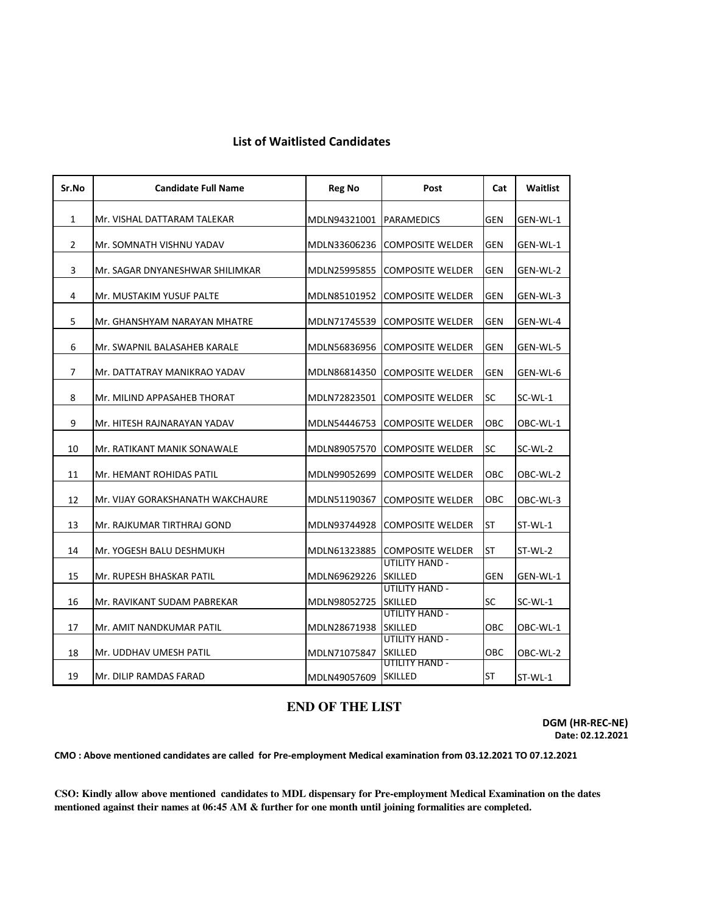## List of Waitlisted Candidates

| Sr.No | Candidate Full Name | Reg No | Post | Cat | Waitlist |
|---|---|---|---|---|---|
| 1 | Mr. VISHAL DATTARAM TALEKAR | MDLN94321001 | PARAMEDICS | GEN | GEN-WL-1 |
| 2 | Mr. SOMNATH VISHNU YADAV | MDLN33606236 | COMPOSITE WELDER | GEN | GEN-WL-1 |
| 3 | Mr. SAGAR DNYANESHWAR SHILIMKAR | MDLN25995855 | COMPOSITE WELDER | GEN | GEN-WL-2 |
| 4 | Mr. MUSTAKIM YUSUF PALTE | MDLN85101952 | COMPOSITE WELDER | GEN | GEN-WL-3 |
| 5 | Mr. GHANSHYAM NARAYAN MHATRE | MDLN71745539 | COMPOSITE WELDER | GEN | GEN-WL-4 |
| 6 | Mr. SWAPNIL BALASAHEB KARALE | MDLN56836956 | COMPOSITE WELDER | GEN | GEN-WL-5 |
| 7 | Mr. DATTATRAY MANIKRAO YADAV | MDLN86814350 | COMPOSITE WELDER | GEN | GEN-WL-6 |
| 8 | Mr. MILIND APPASAHEB THORAT | MDLN72823501 | COMPOSITE WELDER | SC | SC-WL-1 |
| 9 | Mr. HITESH RAJNARAYAN YADAV | MDLN54446753 | COMPOSITE WELDER | OBC | OBC-WL-1 |
| 10 | Mr. RATIKANT MANIK SONAWALE | MDLN89057570 | COMPOSITE WELDER | SC | SC-WL-2 |
| 11 | Mr. HEMANT ROHIDAS PATIL | MDLN99052699 | COMPOSITE WELDER | OBC | OBC-WL-2 |
| 12 | Mr. VIJAY GORAKSHANATH WAKCHAURE | MDLN51190367 | COMPOSITE WELDER | OBC | OBC-WL-3 |
| 13 | Mr. RAJKUMAR TIRTHRAJ GOND | MDLN93744928 | COMPOSITE WELDER | ST | ST-WL-1 |
| 14 | Mr. YOGESH BALU DESHMUKH | MDLN61323885 | COMPOSITE WELDER | ST | ST-WL-2 |
| 15 | Mr. RUPESH BHASKAR PATIL | MDLN69629226 | UTILITY HAND - SKILLED | GEN | GEN-WL-1 |
| 16 | Mr. RAVIKANT SUDAM PABREKAR | MDLN98052725 | UTILITY HAND - SKILLED | SC | SC-WL-1 |
| 17 | Mr. AMIT NANDKUMAR PATIL | MDLN28671938 | UTILITY HAND - SKILLED | OBC | OBC-WL-1 |
| 18 | Mr. UDDHAV UMESH PATIL | MDLN71075847 | UTILITY HAND - SKILLED | OBC | OBC-WL-2 |
| 19 | Mr. DILIP RAMDAS FARAD | MDLN49057609 | UTILITY HAND - SKILLED | ST | ST-WL-1 |

**END OF THE LIST**

**DGM (HR-REC-NE)**
**Date: 02.12.2021**

**CMO : Above mentioned candidates are called for Pre-employment Medical examination from 03.12.2021 TO 07.12.2021**

**CSO: Kindly allow above mentioned candidates to MDL dispensary for Pre-employment Medical Examination on the dates mentioned against their names at 06:45 AM & further for one month until joining formalities are completed.**